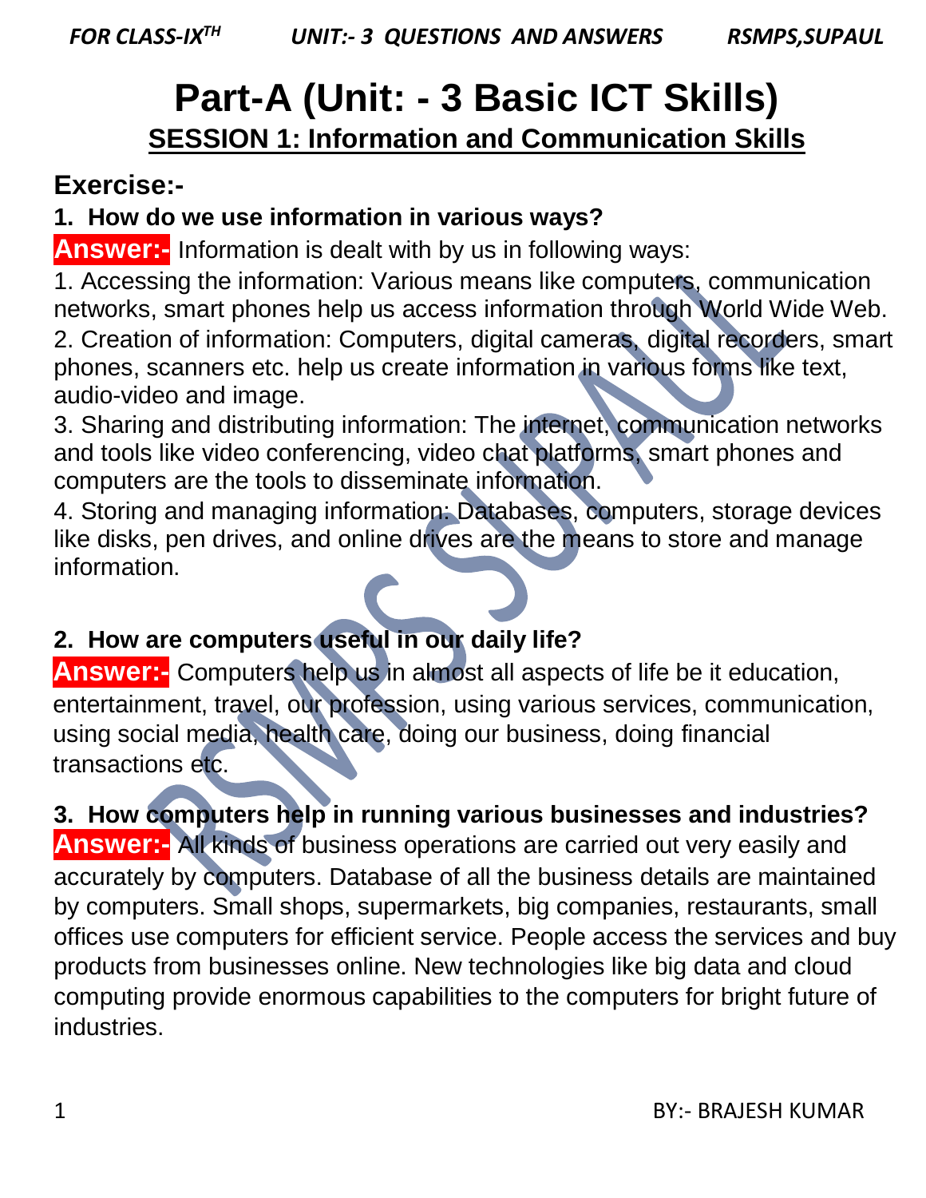# Part-A (Unit: - 3 Basic ICT Skills)

## SESSION 1: Information and Communication Skills

### Exercise:-

**1. How do we use information in various ways?**

**Answer:-** Information is dealt with by us in following ways:

1. Accessing the information: Various means like computers, communication networks, smart phones help us access information through World Wide Web.
2. Creation of information: Computers, digital cameras, digital recorders, smart phones, scanners etc. help us create information in various forms like text, audio-video and image.
3. Sharing and distributing information: The internet, communication networks and tools like video conferencing, video chat platforms, smart phones and computers are the tools to disseminate information.
4. Storing and managing information: Databases, computers, storage devices like disks, pen drives, and online drives are the means to store and manage information.

**2. How are computers useful in our daily life?**

**Answer:-** Computers help us in almost all aspects of life be it education, entertainment, travel, our profession, using various services, communication, using social media, health care, doing our business, doing financial transactions etc.

**3. How computers help in running various businesses and industries?**

**Answer:-** All kinds of business operations are carried out very easily and accurately by computers. Database of all the business details are maintained by computers. Small shops, supermarkets, big companies, restaurants, small offices use computers for efficient service. People access the services and buy products from businesses online. New technologies like big data and cloud computing provide enormous capabilities to the computers for bright future of industries.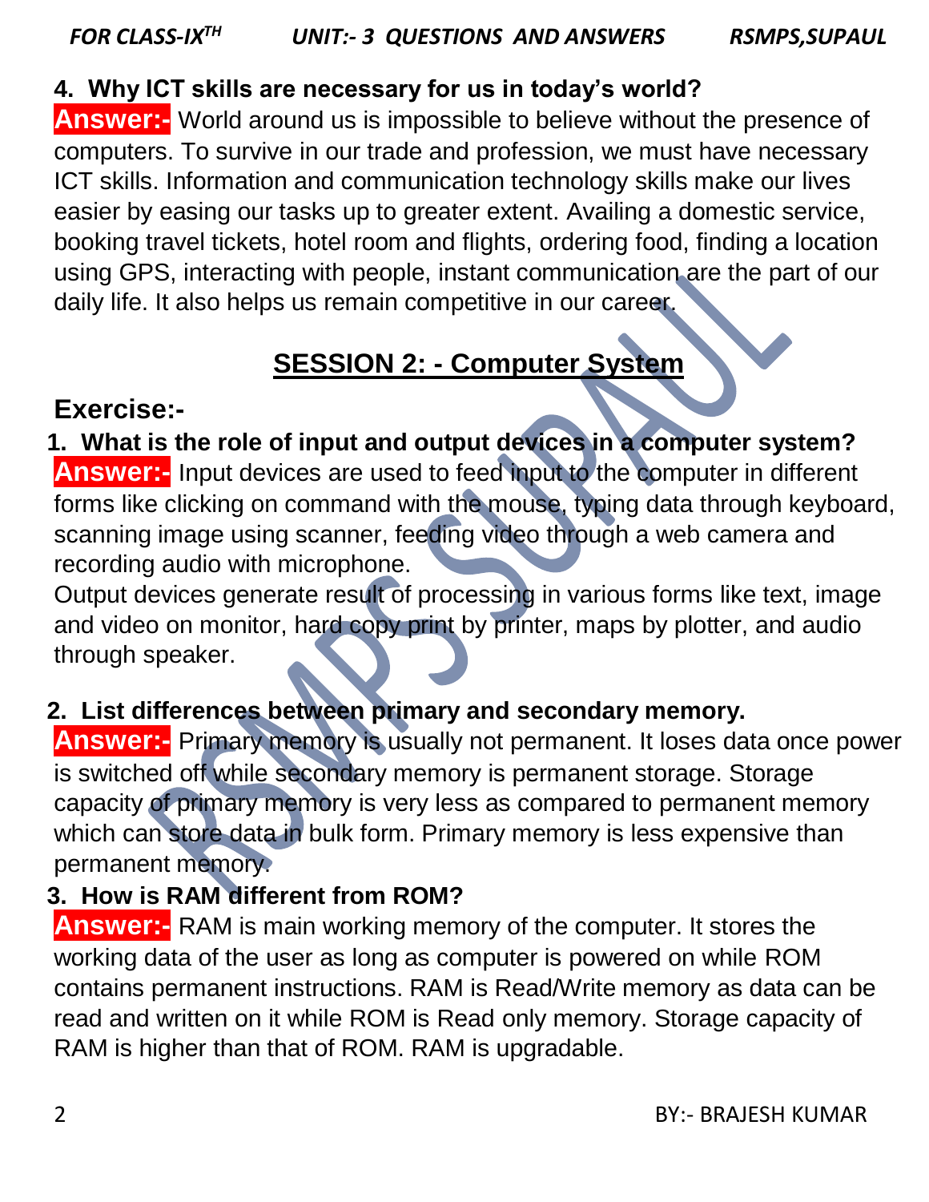**4. Why ICT skills are necessary for us in today's world?**

**Answer:-** World around us is impossible to believe without the presence of computers. To survive in our trade and profession, we must have necessary ICT skills. Information and communication technology skills make our lives easier by easing our tasks up to greater extent. Availing a domestic service, booking travel tickets, hotel room and flights, ordering food, finding a location using GPS, interacting with people, instant communication are the part of our daily life. It also helps us remain competitive in our career.

## SESSION 2: - Computer System

### Exercise:-

**1. What is the role of input and output devices in a computer system?**

**Answer:-** Input devices are used to feed input to the computer in different forms like clicking on command with the mouse, typing data through keyboard, scanning image using scanner, feeding video through a web camera and recording audio with microphone.

Output devices generate result of processing in various forms like text, image and video on monitor, hard copy print by printer, maps by plotter, and audio through speaker.

**2. List differences between primary and secondary memory.**

**Answer:-** Primary memory is usually not permanent. It loses data once power is switched off while secondary memory is permanent storage. Storage capacity of primary memory is very less as compared to permanent memory which can store data in bulk form. Primary memory is less expensive than permanent memory.

**3. How is RAM different from ROM?**

**Answer:-** RAM is main working memory of the computer. It stores the working data of the user as long as computer is powered on while ROM contains permanent instructions. RAM is Read/Write memory as data can be read and written on it while ROM is Read only memory. Storage capacity of RAM is higher than that of ROM. RAM is upgradable.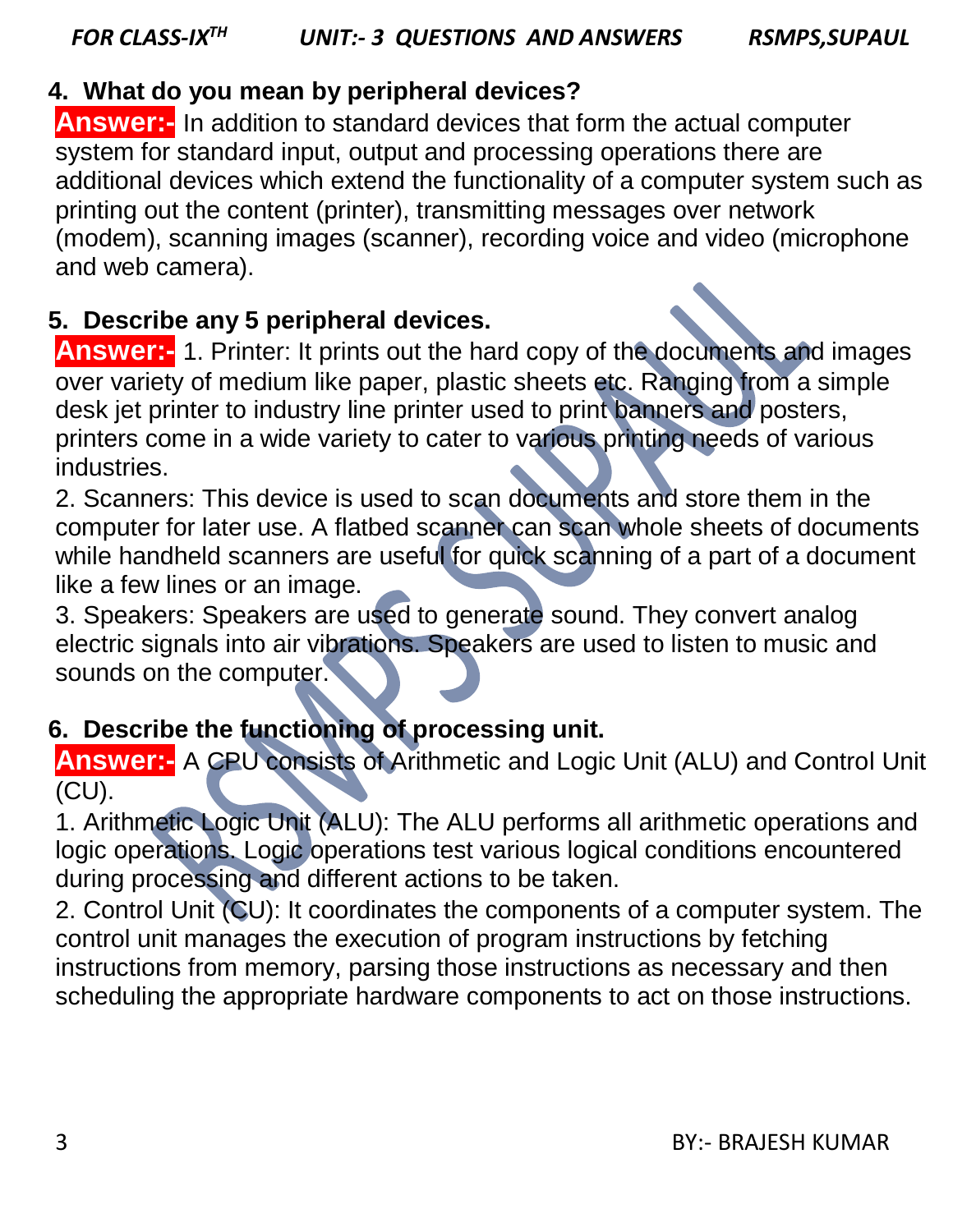**4. What do you mean by peripheral devices?**

**Answer:-** In addition to standard devices that form the actual computer system for standard input, output and processing operations there are additional devices which extend the functionality of a computer system such as printing out the content (printer), transmitting messages over network (modem), scanning images (scanner), recording voice and video (microphone and web camera).

**5. Describe any 5 peripheral devices.**

**Answer:-** 1. Printer: It prints out the hard copy of the documents and images over variety of medium like paper, plastic sheets etc. Ranging from a simple desk jet printer to industry line printer used to print banners and posters, printers come in a wide variety to cater to various printing needs of various industries.

2. Scanners: This device is used to scan documents and store them in the computer for later use. A flatbed scanner can scan whole sheets of documents while handheld scanners are useful for quick scanning of a part of a document like a few lines or an image.

3. Speakers: Speakers are used to generate sound. They convert analog electric signals into air vibrations. Speakers are used to listen to music and sounds on the computer.

**6. Describe the functioning of processing unit.**

**Answer:-** A CPU consists of Arithmetic and Logic Unit (ALU) and Control Unit (CU).

1. Arithmetic Logic Unit (ALU): The ALU performs all arithmetic operations and logic operations. Logic operations test various logical conditions encountered during processing and different actions to be taken.

2. Control Unit (CU): It coordinates the components of a computer system. The control unit manages the execution of program instructions by fetching instructions from memory, parsing those instructions as necessary and then scheduling the appropriate hardware components to act on those instructions.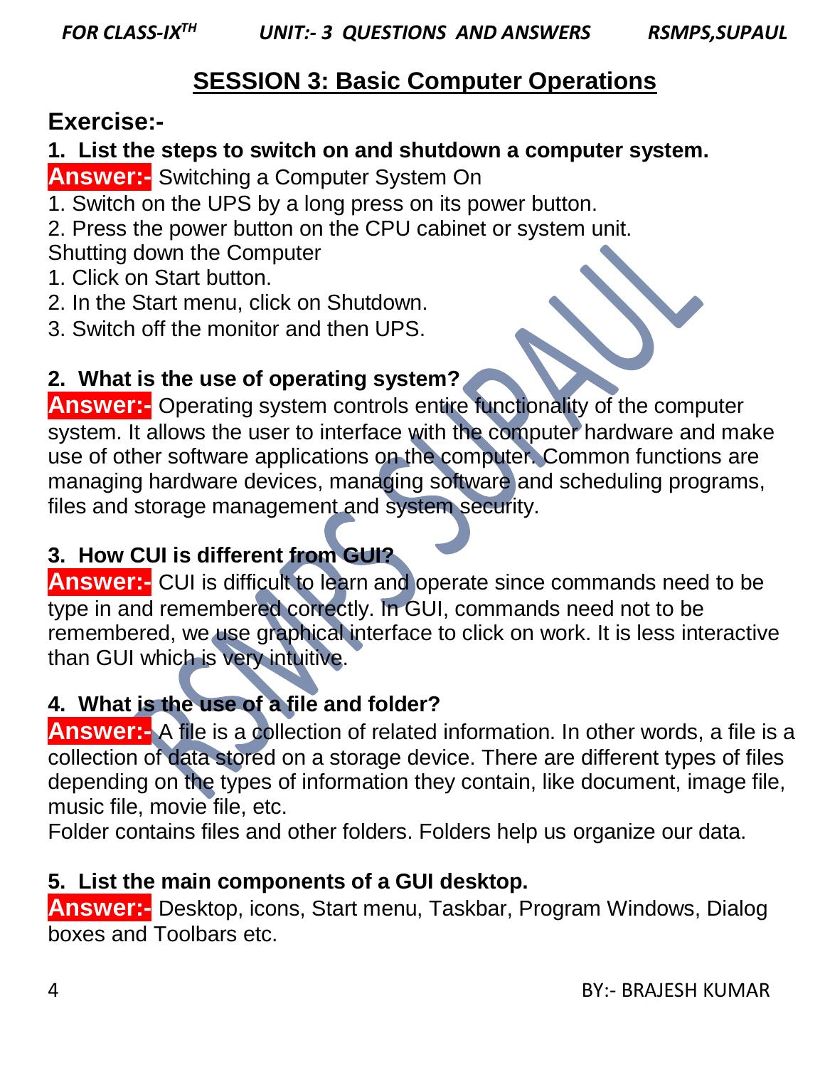## SESSION 3: Basic Computer Operations

### Exercise:-

**1. List the steps to switch on and shutdown a computer system.**

**Answer:-** Switching a Computer System On

1. Switch on the UPS by a long press on its power button.
2. Press the power button on the CPU cabinet or system unit.

Shutting down the Computer

1. Click on Start button.
2. In the Start menu, click on Shutdown.
3. Switch off the monitor and then UPS.

**2. What is the use of operating system?**

**Answer:-** Operating system controls entire functionality of the computer system. It allows the user to interface with the computer hardware and make use of other software applications on the computer. Common functions are managing hardware devices, managing software and scheduling programs, files and storage management and system security.

**3. How CUI is different from GUI?**

**Answer:-** CUI is difficult to learn and operate since commands need to be type in and remembered correctly. In GUI, commands need not to be remembered, we use graphical interface to click on work. It is less interactive than GUI which is very intuitive.

**4. What is the use of a file and folder?**

**Answer:-** A file is a collection of related information. In other words, a file is a collection of data stored on a storage device. There are different types of files depending on the types of information they contain, like document, image file, music file, movie file, etc.

Folder contains files and other folders. Folders help us organize our data.

**5. List the main components of a GUI desktop.**

**Answer:-** Desktop, icons, Start menu, Taskbar, Program Windows, Dialog boxes and Toolbars etc.

BY:- BRAJESH KUMAR